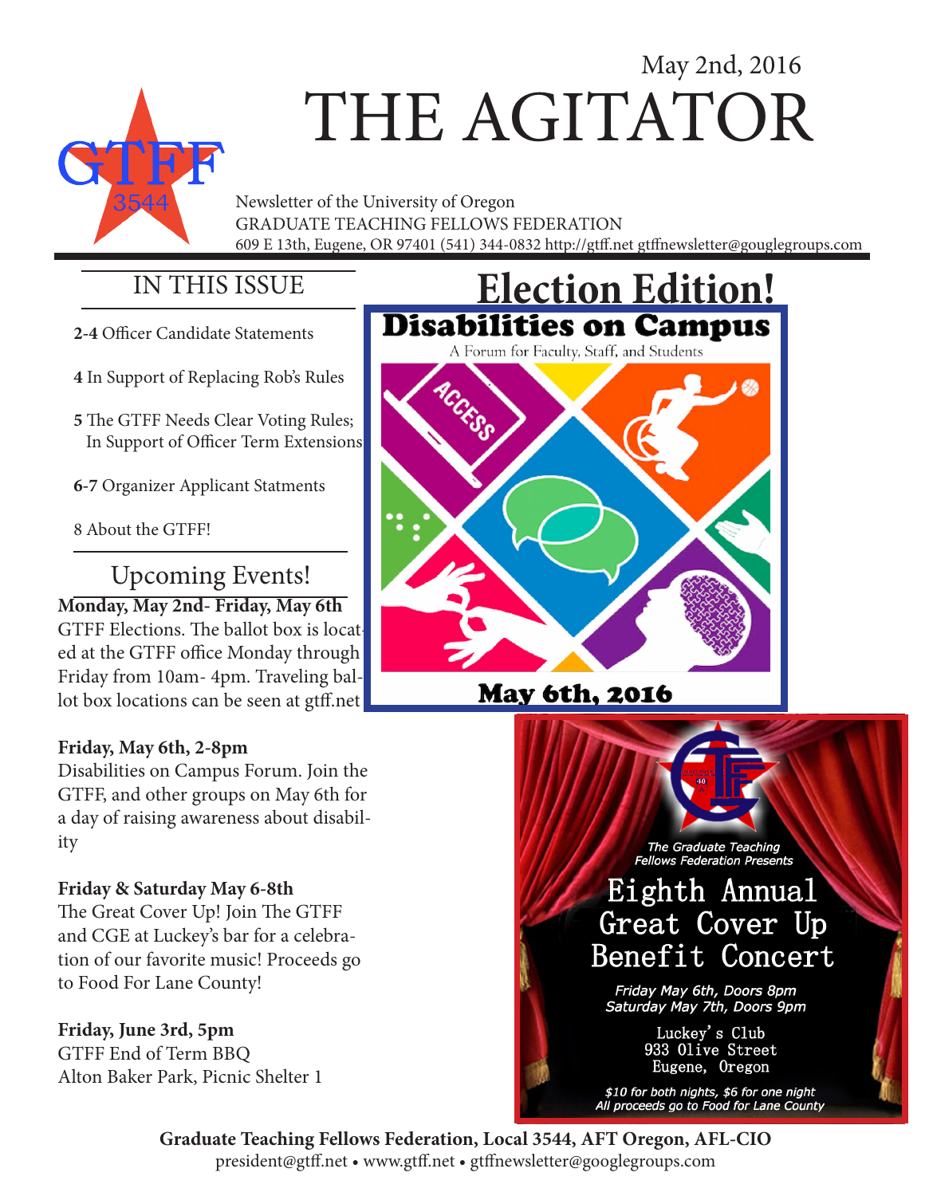May 2nd, 2016

# THE AGITATOR

GTFF 3544

Newsletter of the University of Oregon
GRADUATE TEACHING FELLOWS FEDERATION
609 E 13th, Eugene, OR 97401 (541) 344-0832 http://gtff.net gtffnewsletter@gouglegroups.com

## IN THIS ISSUE

**2-4** Officer Candidate Statements

**4** In Support of Replacing Rob's Rules

**5** The GTFF Needs Clear Voting Rules; In Support of Officer Term Extensions

**6-7** Organizer Applicant Statments

8 About the GTFF!

## Upcoming Events!

**Monday, May 2nd- Friday, May 6th**
GTFF Elections. The ballot box is located at the GTFF office Monday through Friday from 10am- 4pm. Traveling ballot box locations can be seen at gtff.net

**Friday, May 6th, 2-8pm**
Disabilities on Campus Forum. Join the GTFF, and other groups on May 6th for a day of raising awareness about disability

**Friday & Saturday May 6-8th**
The Great Cover Up! Join The GTFF and CGE at Luckey's bar for a celebration of our favorite music! Proceeds go to Food For Lane County!

**Friday, June 3rd, 5pm**
GTFF End of Term BBQ
Alton Baker Park, Picnic Shelter 1

# Election Edition!

## Disabilities on Campus

A Forum for Faculty, Staff, and Students

ACCESS

**May 6th, 2016**

The Graduate Teaching Fellows Federation Presents

## Eighth Annual Great Cover Up Benefit Concert

*Friday May 6th, Doors 8pm*
*Saturday May 7th, Doors 9pm*

Luckey's Club
933 Olive Street
Eugene, Oregon

*$10 for both nights, $6 for one night*
*All proceeds go to Food for Lane County*

**Graduate Teaching Fellows Federation, Local 3544, AFT Oregon, AFL-CIO**
president@gtff.net • www.gtff.net • gtffnewsletter@googlegroups.com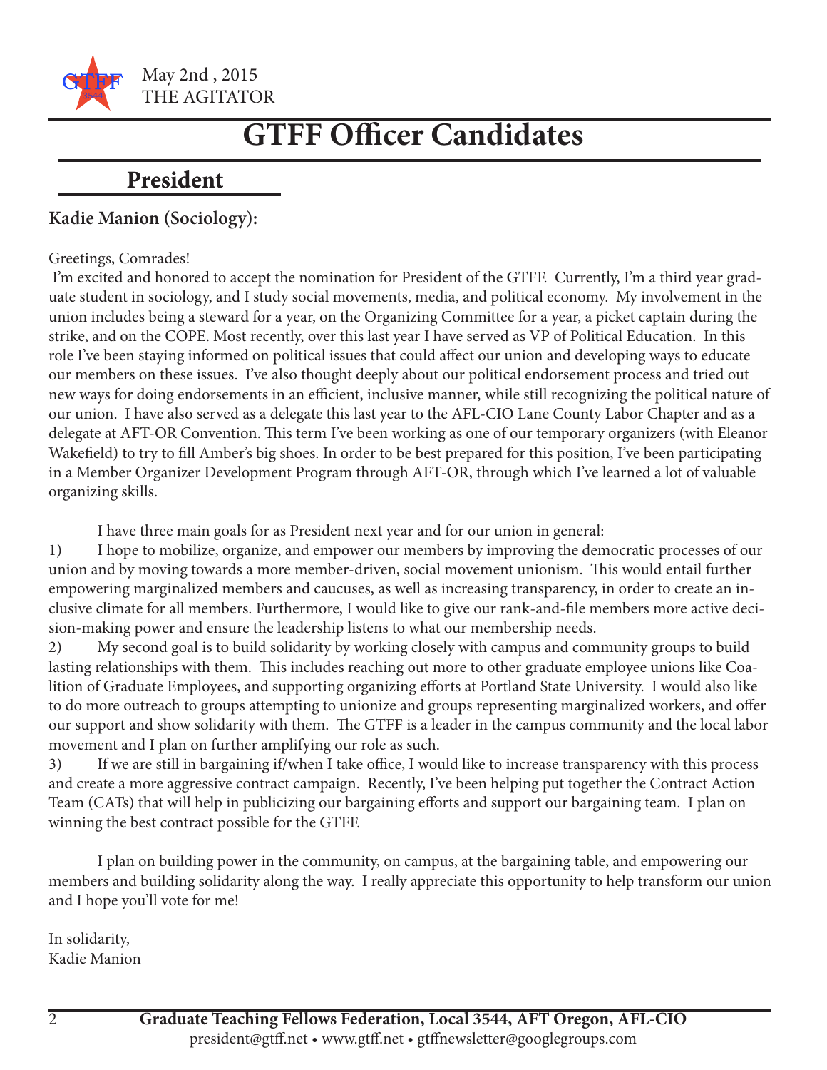# GTFF Officer Candidates

## President

**Kadie Manion (Sociology):**

Greetings, Comrades!

I'm excited and honored to accept the nomination for President of the GTFF. Currently, I'm a third year graduate student in sociology, and I study social movements, media, and political economy. My involvement in the union includes being a steward for a year, on the Organizing Committee for a year, a picket captain during the strike, and on the COPE. Most recently, over this last year I have served as VP of Political Education. In this role I've been staying informed on political issues that could affect our union and developing ways to educate our members on these issues. I've also thought deeply about our political endorsement process and tried out new ways for doing endorsements in an efficient, inclusive manner, while still recognizing the political nature of our union. I have also served as a delegate this last year to the AFL-CIO Lane County Labor Chapter and as a delegate at AFT-OR Convention. This term I've been working as one of our temporary organizers (with Eleanor Wakefield) to try to fill Amber's big shoes. In order to be best prepared for this position, I've been participating in a Member Organizer Development Program through AFT-OR, through which I've learned a lot of valuable organizing skills.

I have three main goals for as President next year and for our union in general:

1) I hope to mobilize, organize, and empower our members by improving the democratic processes of our union and by moving towards a more member-driven, social movement unionism. This would entail further empowering marginalized members and caucuses, as well as increasing transparency, in order to create an inclusive climate for all members. Furthermore, I would like to give our rank-and-file members more active decision-making power and ensure the leadership listens to what our membership needs.

2) My second goal is to build solidarity by working closely with campus and community groups to build lasting relationships with them. This includes reaching out more to other graduate employee unions like Coalition of Graduate Employees, and supporting organizing efforts at Portland State University. I would also like to do more outreach to groups attempting to unionize and groups representing marginalized workers, and offer our support and show solidarity with them. The GTFF is a leader in the campus community and the local labor movement and I plan on further amplifying our role as such.

3) If we are still in bargaining if/when I take office, I would like to increase transparency with this process and create a more aggressive contract campaign. Recently, I've been helping put together the Contract Action Team (CATs) that will help in publicizing our bargaining efforts and support our bargaining team. I plan on winning the best contract possible for the GTFF.

I plan on building power in the community, on campus, at the bargaining table, and empowering our members and building solidarity along the way. I really appreciate this opportunity to help transform our union and I hope you'll vote for me!

In solidarity,
Kadie Manion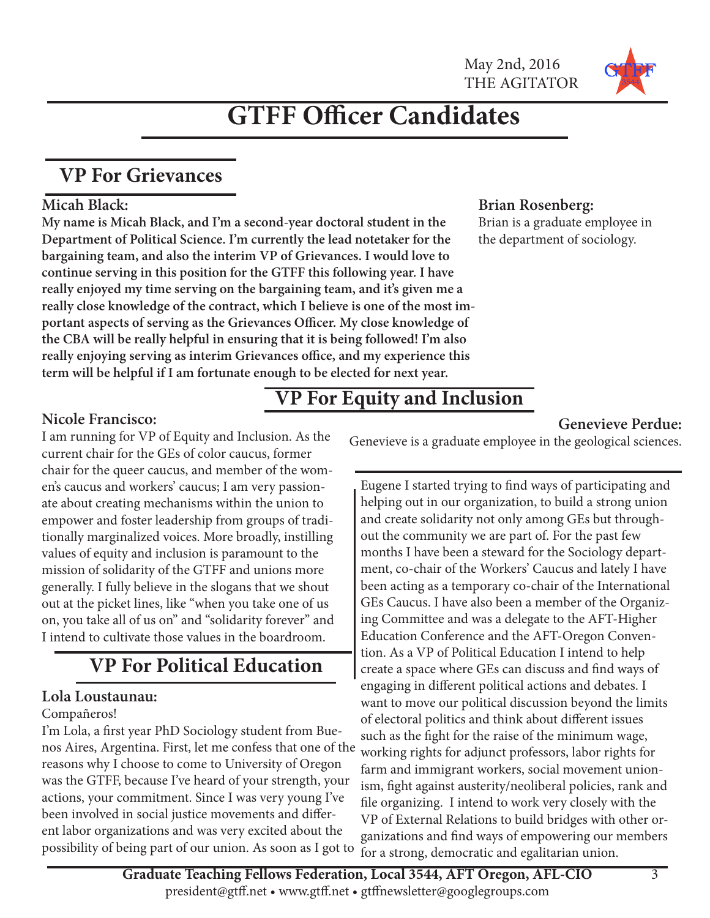# GTFF Officer Candidates

## VP For Grievances

**Micah Black:**

**My name is Micah Black, and I'm a second-year doctoral student in the Department of Political Science. I'm currently the lead notetaker for the bargaining team, and also the interim VP of Grievances. I would love to continue serving in this position for the GTFF this following year. I have really enjoyed my time serving on the bargaining team, and it's given me a really close knowledge of the contract, which I believe is one of the most important aspects of serving as the Grievances Officer. My close knowledge of the CBA will be really helpful in ensuring that it is being followed! I'm also really enjoying serving as interim Grievances office, and my experience this term will be helpful if I am fortunate enough to be elected for next year.**

**Brian Rosenberg:**

Brian is a graduate employee in the department of sociology.

## VP For Equity and Inclusion

**Nicole Francisco:**

I am running for VP of Equity and Inclusion. As the current chair for the GEs of color caucus, former chair for the queer caucus, and member of the women's caucus and workers' caucus; I am very passionate about creating mechanisms within the union to empower and foster leadership from groups of traditionally marginalized voices. More broadly, instilling values of equity and inclusion is paramount to the mission of solidarity of the GTFF and unions more generally. I fully believe in the slogans that we shout out at the picket lines, like "when you take one of us on, you take all of us on" and "solidarity forever" and I intend to cultivate those values in the boardroom.

**Genevieve Perdue:**

Genevieve is a graduate employee in the geological sciences.

## VP For Political Education

**Lola Loustaunau:**

Compañeros!

I'm Lola, a first year PhD Sociology student from Buenos Aires, Argentina. First, let me confess that one of the reasons why I choose to come to University of Oregon was the GTFF, because I've heard of your strength, your actions, your commitment. Since I was very young I've been involved in social justice movements and different labor organizations and was very excited about the possibility of being part of our union. As soon as I got to Eugene I started trying to find ways of participating and helping out in our organization, to build a strong union and create solidarity not only among GEs but throughout the community we are part of. For the past few months I have been a steward for the Sociology department, co-chair of the Workers' Caucus and lately I have been acting as a temporary co-chair of the International GEs Caucus. I have also been a member of the Organizing Committee and was a delegate to the AFT-Higher Education Conference and the AFT-Oregon Convention. As a VP of Political Education I intend to help create a space where GEs can discuss and find ways of engaging in different political actions and debates. I want to move our political discussion beyond the limits of electoral politics and think about different issues such as the fight for the raise of the minimum wage, working rights for adjunct professors, labor rights for farm and immigrant workers, social movement unionism, fight against austerity/neoliberal policies, rank and file organizing. I intend to work very closely with the VP of External Relations to build bridges with other organizations and find ways of empowering our members for a strong, democratic and egalitarian union.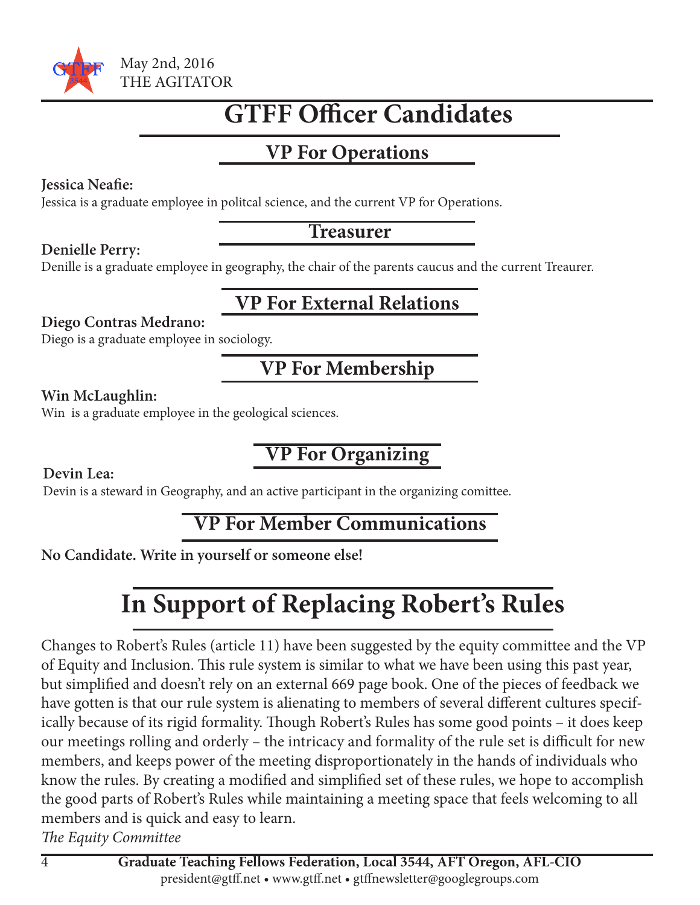# GTFF Officer Candidates

## VP For Operations

**Jessica Neafie:**
Jessica is a graduate employee in politcal science, and the current VP for Operations.

## Treasurer

**Denielle Perry:**
Denille is a graduate employee in geography, the chair of the parents caucus and the current Treaurer.

## VP For External Relations

**Diego Contras Medrano:**
Diego is a graduate employee in sociology.

## VP For Membership

**Win McLaughlin:**
Win is a graduate employee in the geological sciences.

## VP For Organizing

**Devin Lea:**
Devin is a steward in Geography, and an active participant in the organizing comittee.

## VP For Member Communications

**No Candidate. Write in yourself or someone else!**

# In Support of Replacing Robert's Rules

Changes to Robert's Rules (article 11) have been suggested by the equity committee and the VP of Equity and Inclusion. This rule system is similar to what we have been using this past year, but simplified and doesn't rely on an external 669 page book. One of the pieces of feedback we have gotten is that our rule system is alienating to members of several different cultures specifically because of its rigid formality. Though Robert's Rules has some good points – it does keep our meetings rolling and orderly – the intricacy and formality of the rule set is difficult for new members, and keeps power of the meeting disproportionately in the hands of individuals who know the rules. By creating a modified and simplified set of these rules, we hope to accomplish the good parts of Robert's Rules while maintaining a meeting space that feels welcoming to all members and is quick and easy to learn.

*The Equity Committee*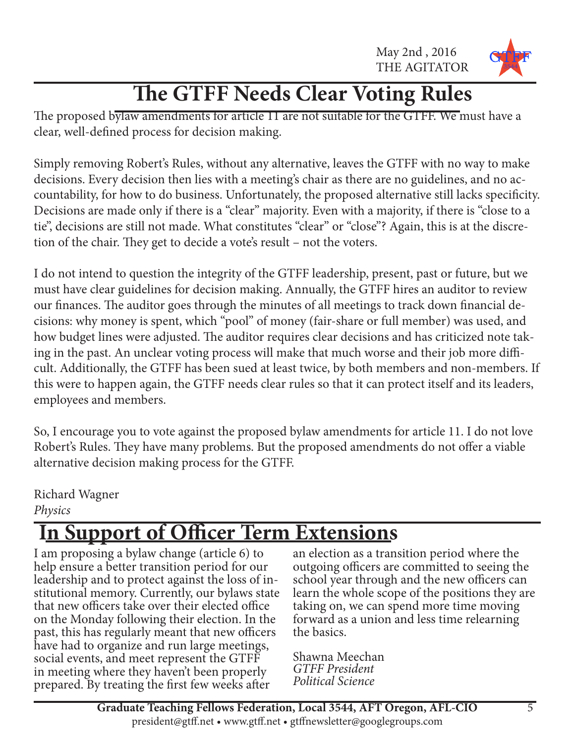# The GTFF Needs Clear Voting Rules

The proposed bylaw amendments for article 11 are not suitable for the GTFF. We must have a clear, well-defined process for decision making.

Simply removing Robert's Rules, without any alternative, leaves the GTFF with no way to make decisions. Every decision then lies with a meeting's chair as there are no guidelines, and no accountability, for how to do business. Unfortunately, the proposed alternative still lacks specificity. Decisions are made only if there is a "clear" majority. Even with a majority, if there is "close to a tie", decisions are still not made. What constitutes "clear" or "close"? Again, this is at the discretion of the chair. They get to decide a vote's result – not the voters.

I do not intend to question the integrity of the GTFF leadership, present, past or future, but we must have clear guidelines for decision making. Annually, the GTFF hires an auditor to review our finances. The auditor goes through the minutes of all meetings to track down financial decisions: why money is spent, which "pool" of money (fair-share or full member) was used, and how budget lines were adjusted. The auditor requires clear decisions and has criticized note taking in the past. An unclear voting process will make that much worse and their job more difficult. Additionally, the GTFF has been sued at least twice, by both members and non-members. If this were to happen again, the GTFF needs clear rules so that it can protect itself and its leaders, employees and members.

So, I encourage you to vote against the proposed bylaw amendments for article 11. I do not love Robert's Rules. They have many problems. But the proposed amendments do not offer a viable alternative decision making process for the GTFF.

Richard Wagner
*Physics*

# In Support of Officer Term Extensions

I am proposing a bylaw change (article 6) to help ensure a better transition period for our leadership and to protect against the loss of institutional memory. Currently, our bylaws state that new officers take over their elected office on the Monday following their election. In the past, this has regularly meant that new officers have had to organize and run large meetings, social events, and meet represent the GTFF in meeting where they haven't been properly prepared. By treating the first few weeks after an election as a transition period where the outgoing officers are committed to seeing the school year through and the new officers can learn the whole scope of the positions they are taking on, we can spend more time moving forward as a union and less time relearning the basics.

Shawna Meechan
*GTFF President*
*Political Science*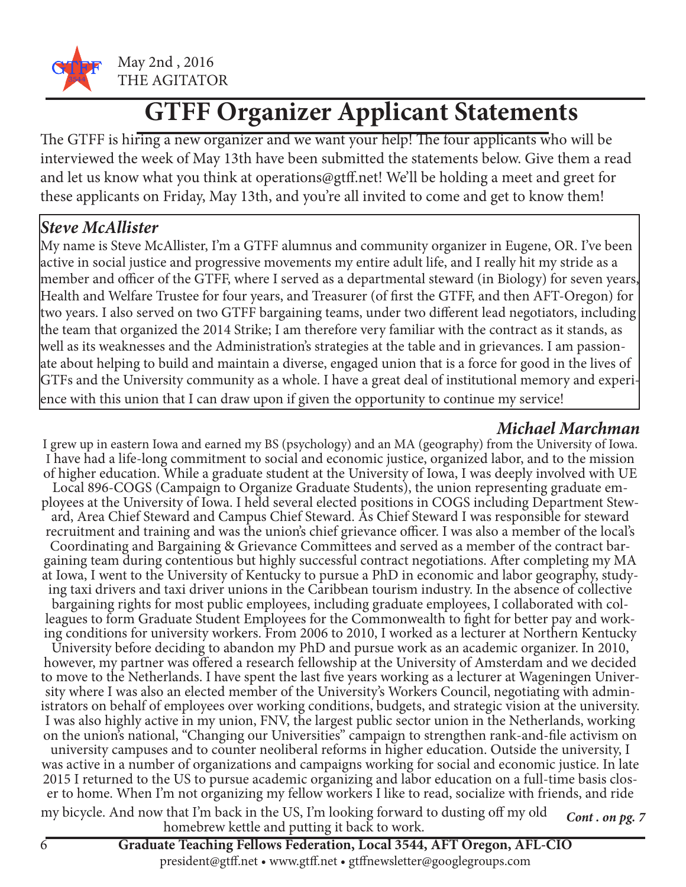May 2nd , 2016
THE AGITATOR

# GTFF Organizer Applicant Statements

The GTFF is hiring a new organizer and we want your help! The four applicants who will be interviewed the week of May 13th have been submitted the statements below. Give them a read and let us know what you think at operations@gtff.net! We'll be holding a meet and greet for these applicants on Friday, May 13th, and you're all invited to come and get to know them!

### *Steve McAllister*

My name is Steve McAllister, I'm a GTFF alumnus and community organizer in Eugene, OR. I've been active in social justice and progressive movements my entire adult life, and I really hit my stride as a member and officer of the GTFF, where I served as a departmental steward (in Biology) for seven years, Health and Welfare Trustee for four years, and Treasurer (of first the GTFF, and then AFT-Oregon) for two years. I also served on two GTFF bargaining teams, under two different lead negotiators, including the team that organized the 2014 Strike; I am therefore very familiar with the contract as it stands, as well as its weaknesses and the Administration's strategies at the table and in grievances. I am passionate about helping to build and maintain a diverse, engaged union that is a force for good in the lives of GTFs and the University community as a whole. I have a great deal of institutional memory and experience with this union that I can draw upon if given the opportunity to continue my service!

### *Michael Marchman*

I grew up in eastern Iowa and earned my BS (psychology) and an MA (geography) from the University of Iowa. I have had a life-long commitment to social and economic justice, organized labor, and to the mission of higher education. While a graduate student at the University of Iowa, I was deeply involved with UE Local 896-COGS (Campaign to Organize Graduate Students), the union representing graduate employees at the University of Iowa. I held several elected positions in COGS including Department Steward, Area Chief Steward and Campus Chief Steward. As Chief Steward I was responsible for steward recruitment and training and was the union's chief grievance officer. I was also a member of the local's Coordinating and Bargaining & Grievance Committees and served as a member of the contract bargaining team during contentious but highly successful contract negotiations. After completing my MA at Iowa, I went to the University of Kentucky to pursue a PhD in economic and labor geography, studying taxi drivers and taxi driver unions in the Caribbean tourism industry. In the absence of collective bargaining rights for most public employees, including graduate employees, I collaborated with colleagues to form Graduate Student Employees for the Commonwealth to fight for better pay and working conditions for university workers. From 2006 to 2010, I worked as a lecturer at Northern Kentucky University before deciding to abandon my PhD and pursue work as an academic organizer. In 2010, however, my partner was offered a research fellowship at the University of Amsterdam and we decided to move to the Netherlands. I have spent the last five years working as a lecturer at Wageningen University where I was also an elected member of the University's Workers Council, negotiating with administrators on behalf of employees over working conditions, budgets, and strategic vision at the university. I was also highly active in my union, FNV, the largest public sector union in the Netherlands, working on the union's national, "Changing our Universities" campaign to strengthen rank-and-file activism on university campuses and to counter neoliberal reforms in higher education. Outside the university, I was active in a number of organizations and campaigns working for social and economic justice. In late 2015 I returned to the US to pursue academic organizing and labor education on a full-time basis closer to home. When I'm not organizing my fellow workers I like to read, socialize with friends, and ride my bicycle. And now that I'm back in the US, I'm looking forward to dusting off my old homebrew kettle and putting it back to work.

*Cont . on pg. 7*

**Graduate Teaching Fellows Federation, Local 3544, AFT Oregon, AFL-CIO**
president@gtff.net • www.gtff.net • gtffnewsletter@googlegroups.com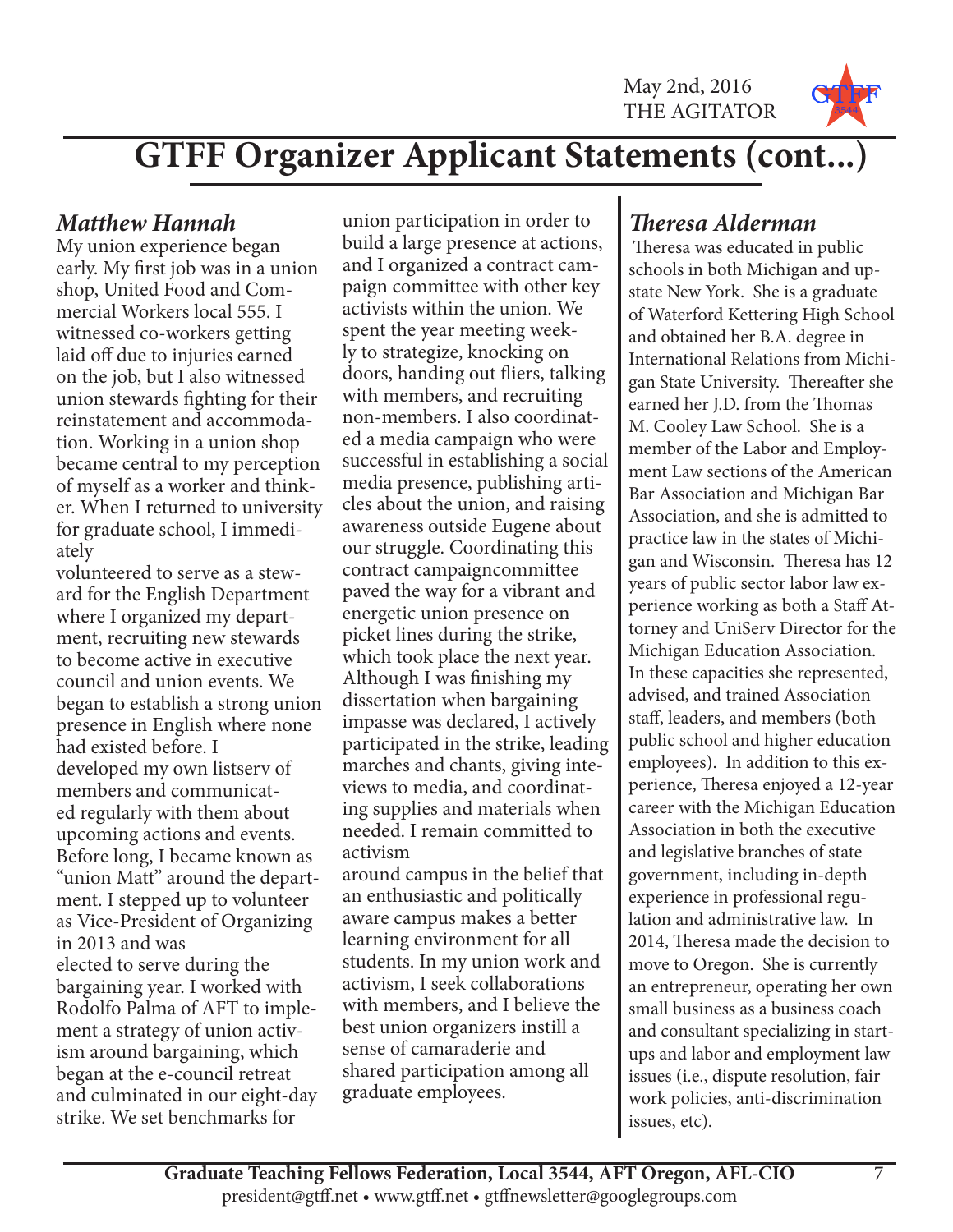# GTFF Organizer Applicant Statements (cont...)

## *Matthew Hannah*

My union experience began early. My first job was in a union shop, United Food and Commercial Workers local 555. I witnessed co-workers getting laid off due to injuries earned on the job, but I also witnessed union stewards fighting for their reinstatement and accommodation. Working in a union shop became central to my perception of myself as a worker and thinker. When I returned to university for graduate school, I immediately volunteered to serve as a steward for the English Department where I organized my department, recruiting new stewards to become active in executive council and union events. We began to establish a strong union presence in English where none had existed before. I developed my own listserv of members and communicated regularly with them about upcoming actions and events. Before long, I became known as "union Matt" around the department. I stepped up to volunteer as Vice-President of Organizing in 2013 and was elected to serve during the bargaining year. I worked with Rodolfo Palma of AFT to implement a strategy of union activism around bargaining, which began at the e-council retreat and culminated in our eight-day strike. We set benchmarks for union participation in order to build a large presence at actions, and I organized a contract campaign committee with other key activists within the union. We spent the year meeting weekly to strategize, knocking on doors, handing out fliers, talking with members, and recruiting non-members. I also coordinated a media campaign who were successful in establishing a social media presence, publishing articles about the union, and raising awareness outside Eugene about our struggle. Coordinating this contract campaigncommittee paved the way for a vibrant and energetic union presence on picket lines during the strike, which took place the next year. Although I was finishing my dissertation when bargaining impasse was declared, I actively participated in the strike, leading marches and chants, giving inteviews to media, and coordinating supplies and materials when needed. I remain committed to activism around campus in the belief that an enthusiastic and politically aware campus makes a better learning environment for all students. In my union work and activism, I seek collaborations with members, and I believe the best union organizers instill a sense of camaraderie and shared participation among all graduate employees.

## *Theresa Alderman*

Theresa was educated in public schools in both Michigan and upstate New York. She is a graduate of Waterford Kettering High School and obtained her B.A. degree in International Relations from Michigan State University. Thereafter she earned her J.D. from the Thomas M. Cooley Law School. She is a member of the Labor and Employment Law sections of the American Bar Association and Michigan Bar Association, and she is admitted to practice law in the states of Michigan and Wisconsin. Theresa has 12 years of public sector labor law experience working as both a Staff Attorney and UniServ Director for the Michigan Education Association. In these capacities she represented, advised, and trained Association staff, leaders, and members (both public school and higher education employees). In addition to this experience, Theresa enjoyed a 12-year career with the Michigan Education Association in both the executive and legislative branches of state government, including in-depth experience in professional regulation and administrative law. In 2014, Theresa made the decision to move to Oregon. She is currently an entrepreneur, operating her own small business as a business coach and consultant specializing in startups and labor and employment law issues (i.e., dispute resolution, fair work policies, anti-discrimination issues, etc).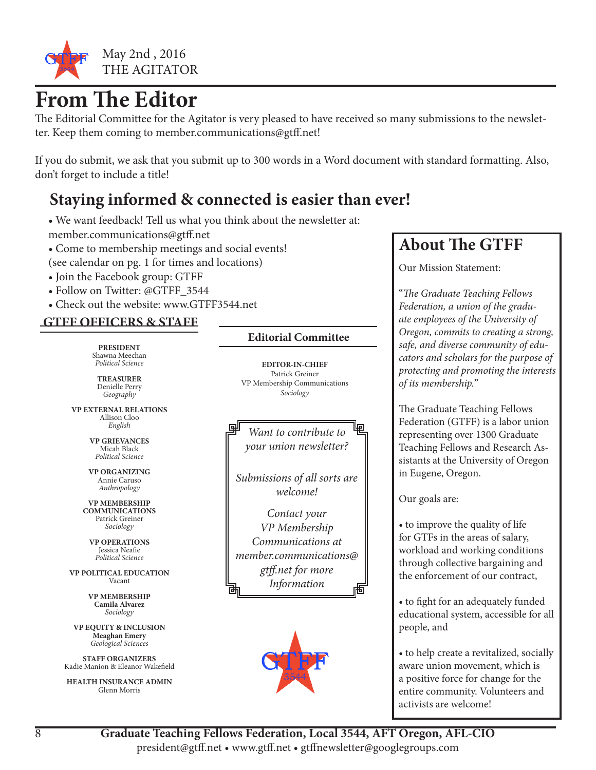# From The Editor

The Editorial Committee for the Agitator is very pleased to have received so many submissions to the newsletter. Keep them coming to member.communications@gtff.net!

If you do submit, we ask that you submit up to 300 words in a Word document with standard formatting. Also, don't forget to include a title!

## Staying informed & connected is easier than ever!

- We want feedback! Tell us what you think about the newsletter at: member.communications@gtff.net
- Come to membership meetings and social events! (see calendar on pg. 1 for times and locations)
- Join the Facebook group: GTFF
- Follow on Twitter: @GTFF_3544
- Check out the website: www.GTFF3544.net

## GTFF OFFICERS & STAFF

**PRESIDENT**
Shawna Meechan
*Political Science*

**TREASURER**
Denielle Perry
*Geography*

**VP EXTERNAL RELATIONS**
Allison Cloo
*English*

**VP GRIEVANCES**
Micah Black
*Political Science*

**VP ORGANIZING**
Annie Caruso
*Anthropology*

**VP MEMBERSHIP COMMUNICATIONS**
Patrick Greiner
*Sociology*

**VP OPERATIONS**
Jessica Neafie
*Political Science*

**VP POLITICAL EDUCATION**
Vacant

**VP MEMBERSHIP**
**Camila Alvarez**
*Sociology*

**VP EQUITY & INCLUSION**
**Meaghan Emery**
*Geological Sciences*

**STAFF ORGANIZERS**
Kadie Manion & Eleanor Wakefield

**HEALTH INSURANCE ADMIN**
Glenn Morris

## Editorial Committee

**EDITOR-IN-CHIEF**
Patrick Greiner
VP Membership Communications
*Sociology*

*Want to contribute to your union newsletter?*

*Submissions of all sorts are welcome!*

*Contact your VP Membership Communications at member.communications@gtff.net for more Information*

## About The GTFF

Our Mission Statement:

"*The Graduate Teaching Fellows Federation, a union of the graduate employees of the University of Oregon, commits to creating a strong, safe, and diverse community of educators and scholars for the purpose of protecting and promoting the interests of its membership.*"

The Graduate Teaching Fellows Federation (GTFF) is a labor union representing over 1300 Graduate Teaching Fellows and Research Assistants at the University of Oregon in Eugene, Oregon.

Our goals are:

- to improve the quality of life for GTFs in the areas of salary, workload and working conditions through collective bargaining and the enforcement of our contract,
- to fight for an adequately funded educational system, accessible for all people, and
- to help create a revitalized, socially aware union movement, which is a positive force for change for the entire community. Volunteers and activists are welcome!

**Graduate Teaching Fellows Federation, Local 3544, AFT Oregon, AFL-CIO**
president@gtff.net • www.gtff.net • gtffnewsletter@googlegroups.com